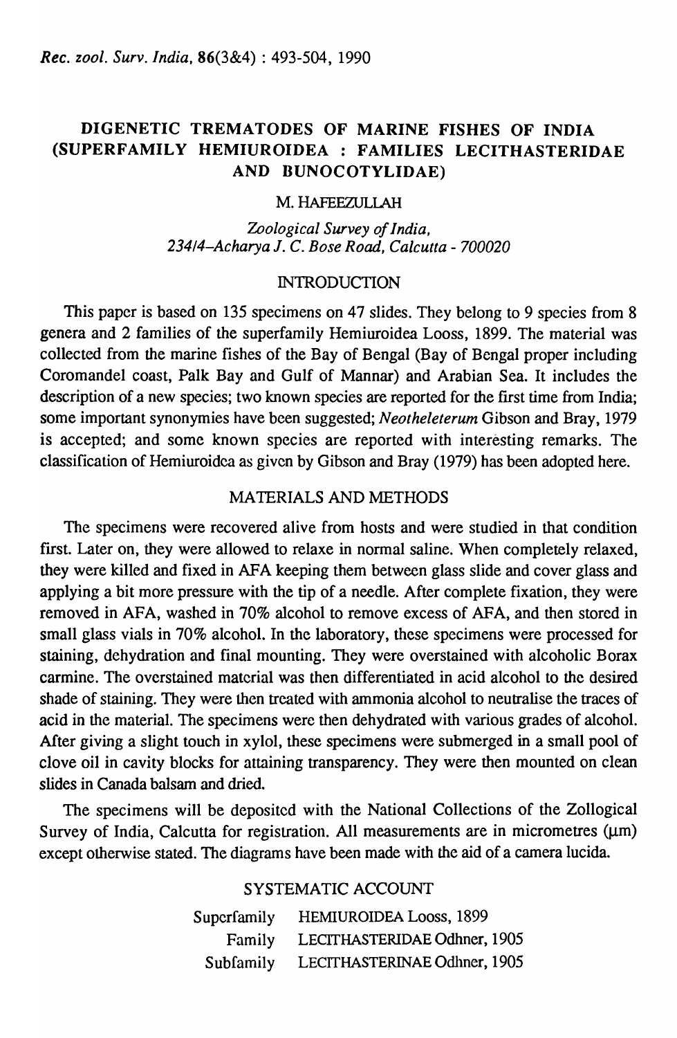*Rec. zool. Surv. India*, 86(3&4) : 493-504, 1990

# DIGENETIC TREMATODES OF MARINE FISHES OF INDIA (SUPERFAMILY HEMIUROIDEA : FAMILIES LECITHASTERIDAE AND BUNOCOTYLIDAE)

M. HAFEEZULLAH

*Zoological Survey of India, 234/4–Acharya J. C. Bose Road, Calcutta - 700020*

## INTRODUCTION

This paper is based on 135 specimens on 47 slides. They belong to 9 species from 8 genera and 2 families of the superfamily Hemiuroidea Looss, 1899. The material was collected from the marine fishes of the Bay of Bengal (Bay of Bengal proper including Coromandel coast, Palk Bay and Gulf of Mannar) and Arabian Sea. It includes the description of a new species; two known species are reported for the first time from India; some important synonymies have been suggested; *Neotheleterum* Gibson and Bray, 1979 is accepted; and some known species are reported with interesting remarks. The classification of Hemiuroidea as given by Gibson and Bray (1979) has been adopted here.

## MATERIALS AND METHODS

The specimens were recovered alive from hosts and were studied in that condition first. Later on, they were allowed to relaxe in normal saline. When completely relaxed, they were killed and fixed in AFA keeping them between glass slide and cover glass and applying a bit more pressure with the tip of a needle. After complete fixation, they were removed in AFA, washed in 70% alcohol to remove excess of AFA, and then stored in small glass vials in 70% alcohol. In the laboratory, these specimens were processed for staining, dehydration and final mounting. They were overstained with alcoholic Borax carmine. The overstained material was then differentiated in acid alcohol to the desired shade of staining. They were then treated with ammonia alcohol to neutralise the traces of acid in the material. The specimens were then dehydrated with various grades of alcohol. After giving a slight touch in xylol, these specimens were submerged in a small pool of clove oil in cavity blocks for attaining transparency. They were then mounted on clean slides in Canada balsam and dried.

The specimens will be deposited with the National Collections of the Zollogical Survey of India, Calcutta for registration. All measurements are in micrometres (μm) except otherwise stated. The diagrams have been made with the aid of a camera lucida.

## SYSTEMATIC ACCOUNT

Superfamily HEMIUROIDEA Looss, 1899
Family LECITHASTERIDAE Odhner, 1905
Subfamily LECITHASTERINAE Odhner, 1905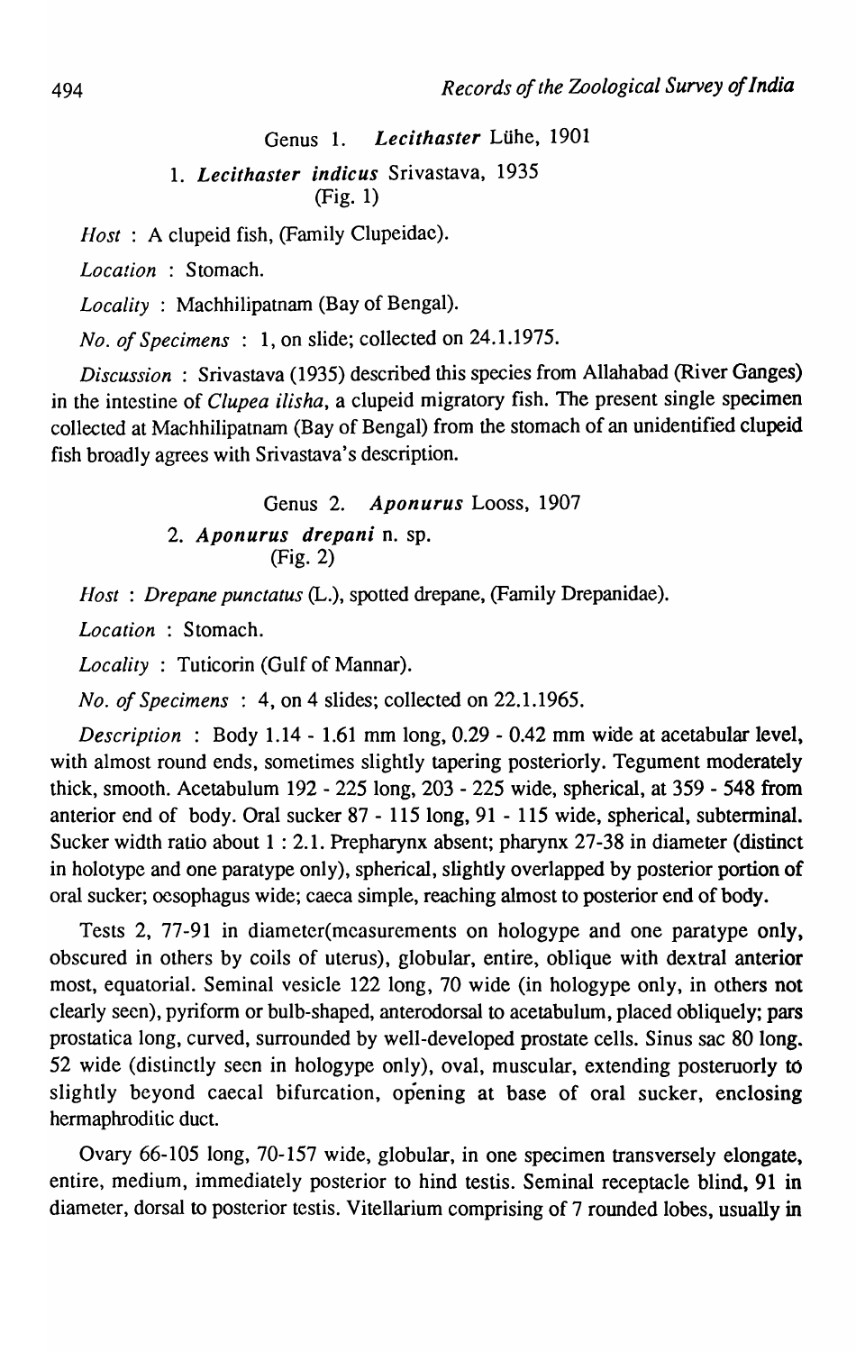## Genus 1. *Lecithaster* Lühe, 1901

### 1. *Lecithaster indicus* Srivastava, 1935
(Fig. 1)

*Host* : A clupeid fish, (Family Clupeidae).

*Location* : Stomach.

*Locality* : Machhilipatnam (Bay of Bengal).

*No. of Specimens* : 1, on slide; collected on 24.1.1975.

*Discussion* : Srivastava (1935) described this species from Allahabad (River Ganges) in the intestine of *Clupea ilisha*, a clupeid migratory fish. The present single specimen collected at Machhilipatnam (Bay of Bengal) from the stomach of an unidentified clupeid fish broadly agrees with Srivastava's description.

## Genus 2. *Aponurus* Looss, 1907

### 2. *Aponurus drepani* n. sp.
(Fig. 2)

*Host* : *Drepane punctatus* (L.), spotted drepane, (Family Drepanidae).

*Location* : Stomach.

*Locality* : Tuticorin (Gulf of Mannar).

*No. of Specimens* : 4, on 4 slides; collected on 22.1.1965.

*Description* : Body 1.14 - 1.61 mm long, 0.29 - 0.42 mm wide at acetabular level, with almost round ends, sometimes slightly tapering posteriorly. Tegument moderately thick, smooth. Acetabulum 192 - 225 long, 203 - 225 wide, spherical, at 359 - 548 from anterior end of body. Oral sucker 87 - 115 long, 91 - 115 wide, spherical, subterminal. Sucker width ratio about 1 : 2.1. Prepharynx absent; pharynx 27-38 in diameter (distinct in holotype and one paratype only), spherical, slightly overlapped by posterior portion of oral sucker; oesophagus wide; caeca simple, reaching almost to posterior end of body.

Tests 2, 77-91 in diameter(measurements on hologype and one paratype only, obscured in others by coils of uterus), globular, entire, oblique with dextral anterior most, equatorial. Seminal vesicle 122 long, 70 wide (in hologype only, in others not clearly seen), pyriform or bulb-shaped, anterodorsal to acetabulum, placed obliquely; pars prostatica long, curved, surrounded by well-developed prostate cells. Sinus sac 80 long. 52 wide (distinctly seen in hologype only), oval, muscular, extending posteruorly to slightly beyond caecal bifurcation, opening at base of oral sucker, enclosing hermaphroditic duct.

Ovary 66-105 long, 70-157 wide, globular, in one specimen transversely elongate, entire, medium, immediately posterior to hind testis. Seminal receptacle blind, 91 in diameter, dorsal to posterior testis. Vitellarium comprising of 7 rounded lobes, usually in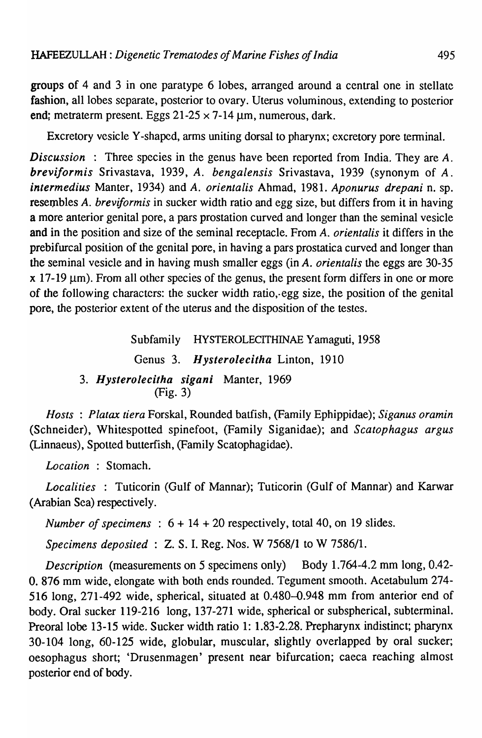groups of 4 and 3 in one paratype 6 lobes, arranged around a central one in stellate fashion, all lobes separate, posterior to ovary. Uterus voluminous, extending to posterior end; metraterm present. Eggs 21-25 × 7-14 μm, numerous, dark.

Excretory vesicle Y-shaped, arms uniting dorsal to pharynx; excretory pore terminal.

*Discussion* : Three species in the genus have been reported from India. They are *A. breviformis* Srivastava, 1939, *A. bengalensis* Srivastava, 1939 (synonym of *A. intermedius* Manter, 1934) and *A. orientalis* Ahmad, 1981. *Aponurus drepani* n. sp. resembles *A. breviformis* in sucker width ratio and egg size, but differs from it in having a more anterior genital pore, a pars prostation curved and longer than the seminal vesicle and in the position and size of the seminal receptacle. From *A. orientalis* it differs in the prebifurcal position of the genital pore, in having a pars prostatica curved and longer than the seminal vesicle and in having mush smaller eggs (in *A. orientalis* the eggs are 30-35 x 17-19 μm). From all other species of the genus, the present form differs in one or more of the following characters: the sucker width ratio, egg size, the position of the genital pore, the posterior extent of the uterus and the disposition of the testes.

Subfamily HYSTEROLECITHINAE Yamaguti, 1958

Genus 3. ***Hysterolecitha*** Linton, 1910

### 3. *Hysterolecitha sigani* Manter, 1969
(Fig. 3)

*Hosts* : *Platax tiera* Forskal, Rounded batfish, (Family Ephippidae); *Siganus oramin* (Schneider), Whitespotted spinefoot, (Family Siganidae); and *Scatophagus argus* (Linnaeus), Spotted butterfish, (Family Scatophagidae).

*Location* : Stomach.

*Localities* : Tuticorin (Gulf of Mannar); Tuticorin (Gulf of Mannar) and Karwar (Arabian Sea) respectively.

*Number of specimens* : 6 + 14 + 20 respectively, total 40, on 19 slides.

*Specimens deposited* : Z. S. I. Reg. Nos. W 7568/1 to W 7586/1.

*Description* (measurements on 5 specimens only) Body 1.764-4.2 mm long, 0.42-0. 876 mm wide, elongate with both ends rounded. Tegument smooth. Acetabulum 274-516 long, 271-492 wide, spherical, situated at 0.480–0.948 mm from anterior end of body. Oral sucker 119-216 long, 137-271 wide, spherical or subspherical, subterminal. Preoral lobe 13-15 wide. Sucker width ratio 1: 1.83-2.28. Prepharynx indistinct; pharynx 30-104 long, 60-125 wide, globular, muscular, slightly overlapped by oral sucker; oesophagus short; 'Drusenmagen' present near bifurcation; caeca reaching almost posterior end of body.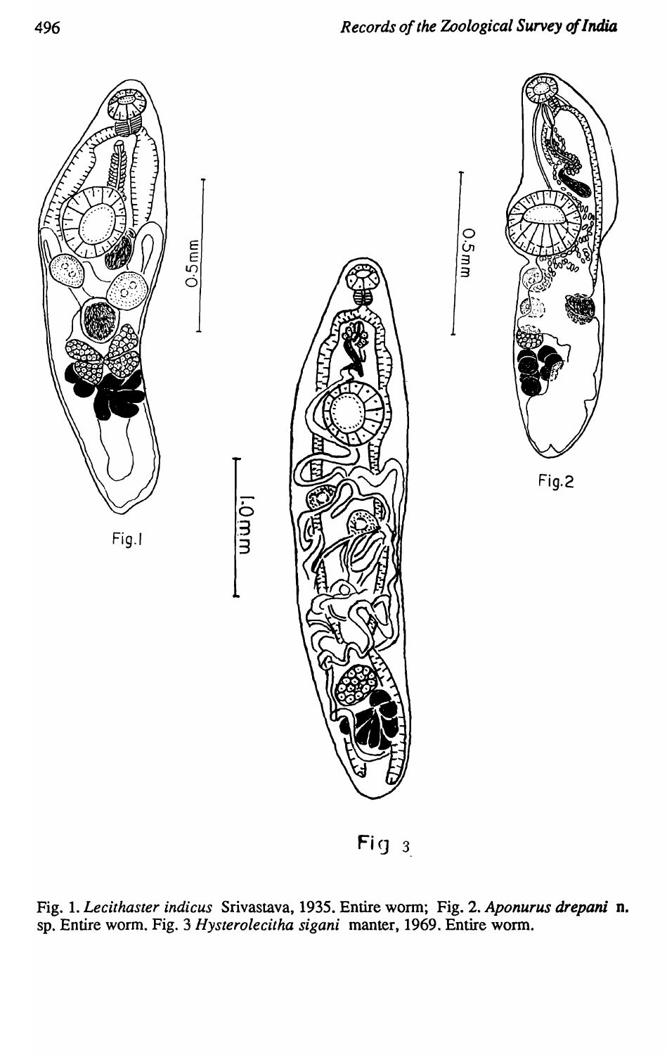Fig. 1. *Lecithaster indicus* Srivastava, 1935. Entire worm; Fig. 2. ***Aponurus drepani*** **n.** sp. Entire worm. Fig. 3 *Hysterolecitha sigani* manter, 1969. Entire worm.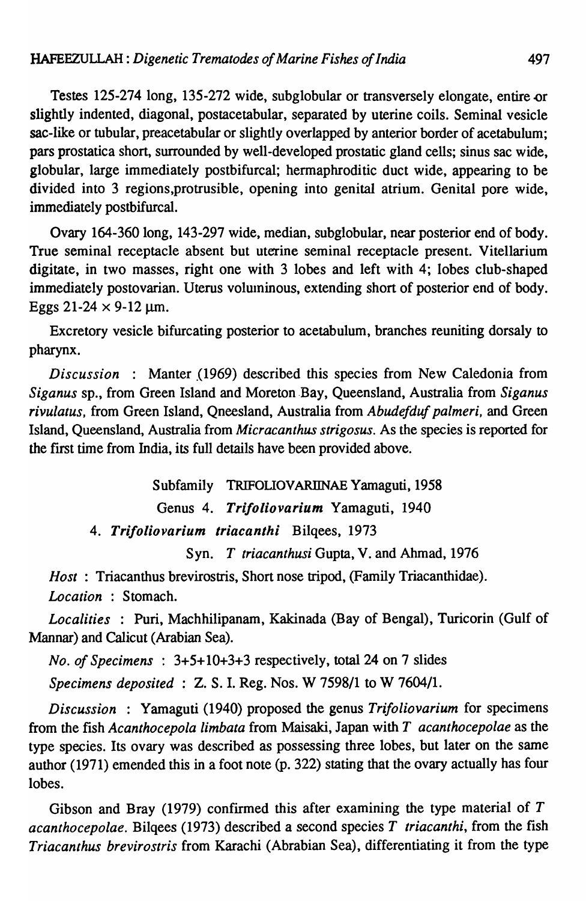Testes 125-274 long, 135-272 wide, subglobular or transversely elongate, entire or slightly indented, diagonal, postacetabular, separated by uterine coils. Seminal vesicle sac-like or tubular, preacetabular or slightly overlapped by anterior border of acetabulum; pars prostatica short, surrounded by well-developed prostatic gland cells; sinus sac wide, globular, large immediately postbifurcal; hermaphroditic duct wide, appearing to be divided into 3 regions,protrusible, opening into genital atrium. Genital pore wide, immediately postbifurcal.

Ovary 164-360 long, 143-297 wide, median, subglobular, near posterior end of body. True seminal receptacle absent but uterine seminal receptacle present. Vitellarium digitate, in two masses, right one with 3 lobes and left with 4; lobes club-shaped immediately postovarian. Uterus voluminous, extending short of posterior end of body. Eggs 21-24 × 9-12 µm.

Excretory vesicle bifurcating posterior to acetabulum, branches reuniting dorsaly to pharynx.

*Discussion* : Manter (1969) described this species from New Caledonia from *Siganus* sp., from Green Island and Moreton Bay, Queensland, Australia from *Siganus rivulatus*, from Green Island, Qneesland, Australia from *Abudefduf palmeri*, and Green Island, Queensland, Australia from *Micracanthus strigosus*. As the species is reported for the first time from India, its full details have been provided above.

Subfamily TRIFOLIOVARIINAE Yamaguti, 1958

Genus 4. ***Trifoliovarium*** Yamaguti, 1940

4. ***Trifoliovarium triacanthi*** Bilqees, 1973

Syn. *T triacanthusi* Gupta, V. and Ahmad, 1976

*Host* : Triacanthus brevirostris, Short nose tripod, (Family Triacanthidae).

*Location* : Stomach.

*Localities* : Puri, Machhilipanam, Kakinada (Bay of Bengal), Turicorin (Gulf of Mannar) and Calicut (Arabian Sea).

*No. of Specimens* : 3+5+10+3+3 respectively, total 24 on 7 slides

*Specimens deposited* : Z. S. I. Reg. Nos. W 7598/1 to W 7604/1.

*Discussion* : Yamaguti (1940) proposed the genus *Trifoliovarium* for specimens from the fish *Acanthocepola limbata* from Maisaki, Japan with *T acanthocepolae* as the type species. Its ovary was described as possessing three lobes, but later on the same author (1971) emended this in a foot note (p. 322) stating that the ovary actually has four lobes.

Gibson and Bray (1979) confirmed this after examining the type material of *T acanthocepolae*. Bilqees (1973) described a second species *T triacanthi*, from the fish *Triacanthus brevirostris* from Karachi (Abrabian Sea), differentiating it from the type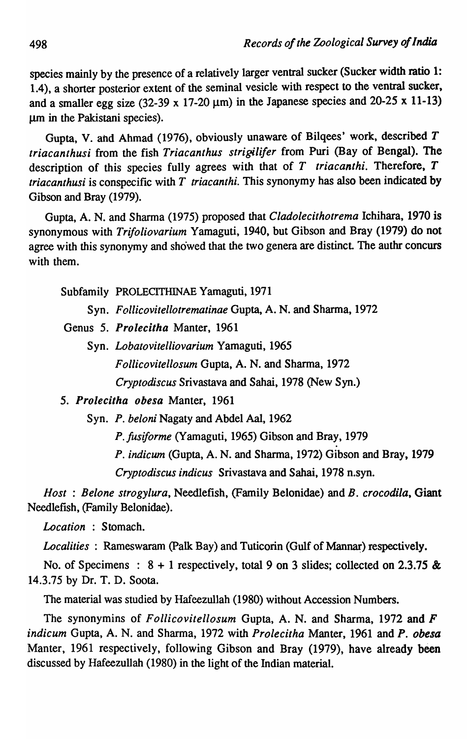species mainly by the presence of a relatively larger ventral sucker (Sucker width ratio 1: 1.4), a shorter posterior extent of the seminal vesicle with respect to the ventral sucker, and a smaller egg size (32-39 x 17-20 μm) in the Japanese species and 20-25 x 11-13) μm in the Pakistani species).

Gupta, V. and Ahmad (1976), obviously unaware of Bilqees' work, described *T triacanthusi* from the fish *Triacanthus strigilifer* from Puri (Bay of Bengal). The description of this species fully agrees with that of *T triacanthi*. Therefore, *T triacanthusi* is conspecific with *T triacanthi*. This synonymy has also been indicated by Gibson and Bray (1979).

Gupta, A. N. and Sharma (1975) proposed that *Cladolecithotrema* Ichihara, 1970 is synonymous with *Trifoliovarium* Yamaguti, 1940, but Gibson and Bray (1979) do not agree with this synonymy and showed that the two genera are distinct. The authr concurs with them.

Subfamily PROLECITHINAE Yamaguti, 1971

Syn. *Follicovitellotrematinae* Gupta, A. N. and Sharma, 1972

Genus 5. ***Prolecitha*** Manter, 1961

Syn. *Lobatovitelliovarium* Yamaguti, 1965

*Follicovitellosum* Gupta, A. N. and Sharma, 1972

*Cryptodiscus* Srivastava and Sahai, 1978 (New Syn.)

5. ***Prolecitha obesa*** Manter, 1961

Syn. *P. beloni* Nagaty and Abdel Aal, 1962

*P. fusiforme* (Yamaguti, 1965) Gibson and Bray, 1979

*P. indicum* (Gupta, A. N. and Sharma, 1972) Gibson and Bray, 1979

*Cryptodiscus indicus* Srivastava and Sahai, 1978 n.syn.

*Host* : *Belone strogylura*, Needlefish, (Family Belonidae) and *B. crocodila*, Giant Needlefish, (Family Belonidae).

*Location* : Stomach.

*Localities* : Rameswaram (Palk Bay) and Tuticorin (Gulf of Mannar) respectively.

No. of Specimens : 8 + 1 respectively, total 9 on 3 slides; collected on 2.3.75 & 14.3.75 by Dr. T. D. Soota.

The material was studied by Hafeezullah (1980) without Accession Numbers.

The synonymins of *Follicovitellosum* Gupta, A. N. and Sharma, 1972 and *F indicum* Gupta, A. N. and Sharma, 1972 with *Prolecitha* Manter, 1961 and *P. obesa* Manter, 1961 respectively, following Gibson and Bray (1979), have already been discussed by Hafeezullah (1980) in the light of the Indian material.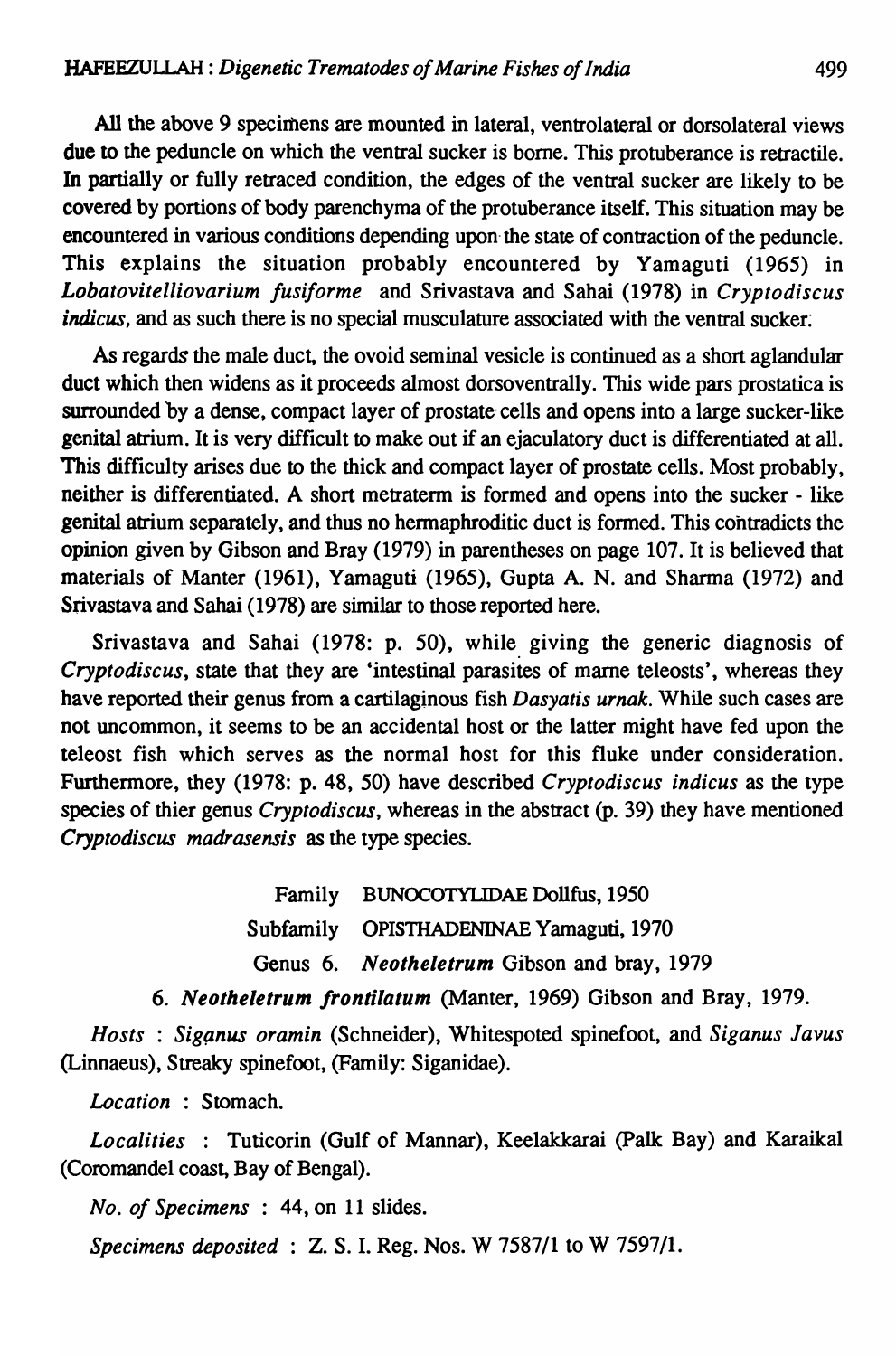All the above 9 specimens are mounted in lateral, ventrolateral or dorsolateral views due to the peduncle on which the ventral sucker is borne. This protuberance is retractile. In partially or fully retraced condition, the edges of the ventral sucker are likely to be covered by portions of body parenchyma of the protuberance itself. This situation may be encountered in various conditions depending upon the state of contraction of the peduncle. This explains the situation probably encountered by Yamaguti (1965) in *Lobatovitelliovarium fusiforme* and Srivastava and Sahai (1978) in *Cryptodiscus indicus*, and as such there is no special musculature associated with the ventral sucker.

As regards the male duct, the ovoid seminal vesicle is continued as a short aglandular duct which then widens as it proceeds almost dorsoventrally. This wide pars prostatica is surrounded by a dense, compact layer of prostate cells and opens into a large sucker-like genital atrium. It is very difficult to make out if an ejaculatory duct is differentiated at all. This difficulty arises due to the thick and compact layer of prostate cells. Most probably, neither is differentiated. A short metraterm is formed and opens into the sucker - like genital atrium separately, and thus no hermaphroditic duct is formed. This contradicts the opinion given by Gibson and Bray (1979) in parentheses on page 107. It is believed that materials of Manter (1961), Yamaguti (1965), Gupta A. N. and Sharma (1972) and Srivastava and Sahai (1978) are similar to those reported here.

Srivastava and Sahai (1978: p. 50), while giving the generic diagnosis of *Cryptodiscus*, state that they are 'intestinal parasites of marne teleosts', whereas they have reported their genus from a cartilaginous fish *Dasyatis urnak*. While such cases are not uncommon, it seems to be an accidental host or the latter might have fed upon the teleost fish which serves as the normal host for this fluke under consideration. Furthermore, they (1978: p. 48, 50) have described *Cryptodiscus indicus* as the type species of thier genus *Cryptodiscus*, whereas in the abstract (p. 39) they have mentioned *Cryptodiscus madrasensis* as the type species.

Family BUNOCOTYLIDAE Dollfus, 1950

Subfamily OPISTHADENINAE Yamaguti, 1970

Genus 6. ***Neotheletrum*** Gibson and bray, 1979

### 6. *Neotheletrum frontilatum* (Manter, 1969) Gibson and Bray, 1979.

*Hosts* : *Siganus oramin* (Schneider), Whitespoted spinefoot, and *Siganus Javus* (Linnaeus), Streaky spinefoot, (Family: Siganidae).

*Location* : Stomach.

*Localities* : Tuticorin (Gulf of Mannar), Keelakkarai (Palk Bay) and Karaikal (Coromandel coast, Bay of Bengal).

*No. of Specimens* : 44, on 11 slides.

*Specimens deposited* : Z. S. I. Reg. Nos. W 7587/1 to W 7597/1.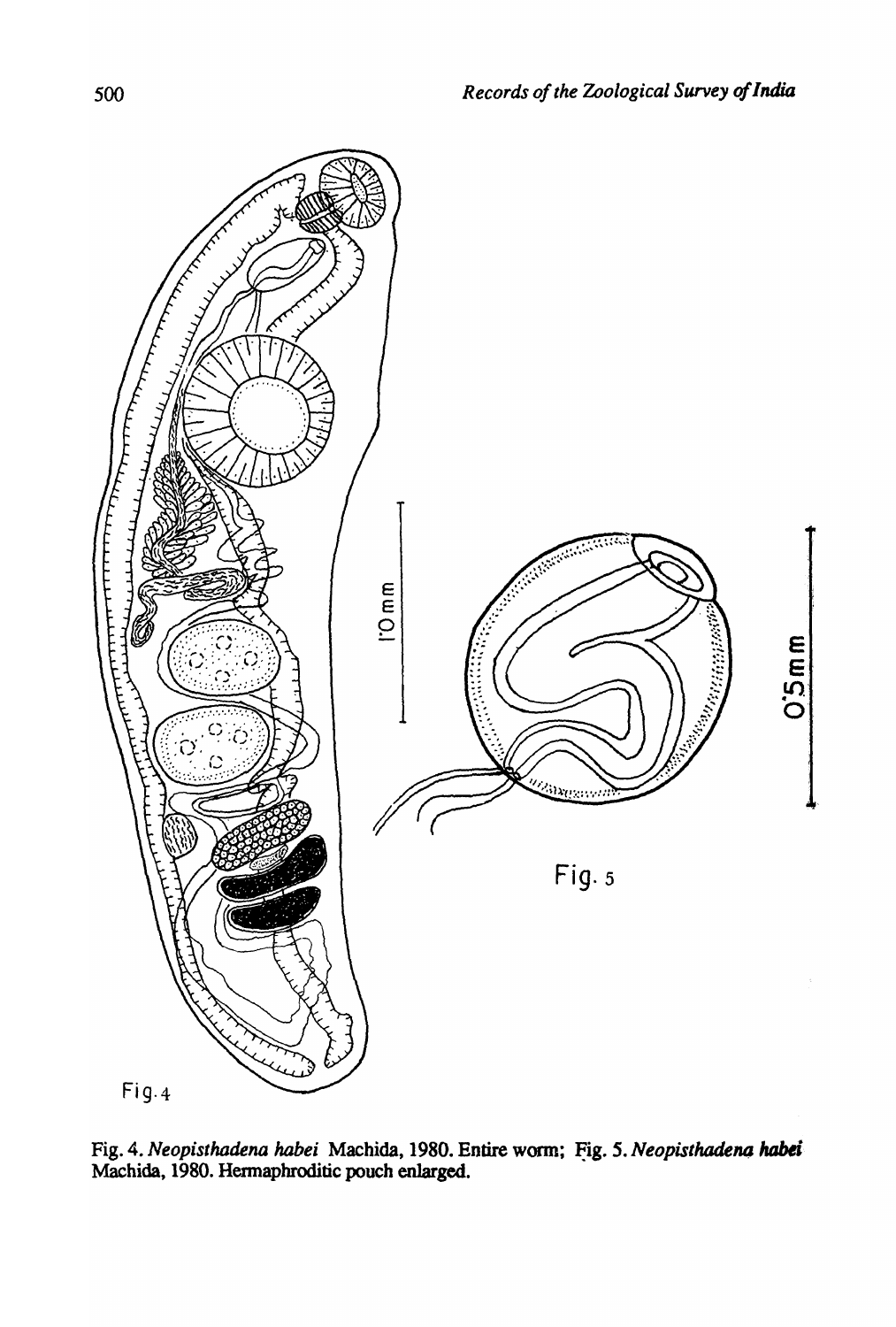Fig. 4. *Neopisthadena habei* Machida, 1980. Entire worm; Fig. 5. *Neopisthadena habei* Machida, 1980. Hermaphroditic pouch enlarged.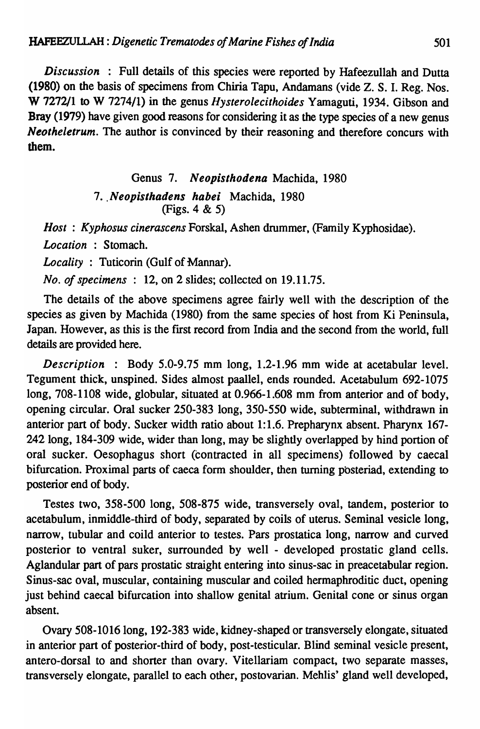*Discussion* : Full details of this species were reported by Hafeezullah and Dutta (1980) on the basis of specimens from Chiria Tapu, Andamans (vide Z. S. I. Reg. Nos. W 7272/1 to W 7274/1) in the genus *Hysterolecithoides* Yamaguti, 1934. Gibson and Bray (1979) have given good reasons for considering it as the type species of a new genus *Neotheletrum*. The author is convinced by their reasoning and therefore concurs with them.

Genus 7. *Neopisthodena* Machida, 1980

7. *Neopisthadens habei* Machida, 1980
(Figs. 4 & 5)

*Host* : *Kyphosus cinerascens* Forskal, Ashen drummer, (Family Kyphosidae).

*Location* : Stomach.

*Locality* : Tuticorin (Gulf of Mannar).

*No. of specimens* : 12, on 2 slides; collected on 19.11.75.

The details of the above specimens agree fairly well with the description of the species as given by Machida (1980) from the same species of host from Ki Peninsula, Japan. However, as this is the first record from India and the second from the world, full details are provided here.

*Description* : Body 5.0-9.75 mm long, 1.2-1.96 mm wide at acetabular level. Tegument thick, unspined. Sides almost paallel, ends rounded. Acetabulum 692-1075 long, 708-1108 wide, globular, situated at 0.966-1.608 mm from anterior and of body, opening circular. Oral sucker 250-383 long, 350-550 wide, subterminal, withdrawn in anterior part of body. Sucker width ratio about 1:1.6. Prepharynx absent. Pharynx 167-242 long, 184-309 wide, wider than long, may be slightly overlapped by hind portion of oral sucker. Oesophagus short (contracted in all specimens) followed by caecal bifurcation. Proximal parts of caeca form shoulder, then turning posteriad, extending to posterior end of body.

Testes two, 358-500 long, 508-875 wide, transversely oval, tandem, posterior to acetabulum, inmiddle-third of body, separated by coils of uterus. Seminal vesicle long, narrow, tubular and coild anterior to testes. Pars prostatica long, narrow and curved posterior to ventral suker, surrounded by well - developed prostatic gland cells. Aglandular part of pars prostatic straight entering into sinus-sac in preacetabular region. Sinus-sac oval, muscular, containing muscular and coiled hermaphroditic duct, opening just behind caecal bifurcation into shallow genital atrium. Genital cone or sinus organ absent.

Ovary 508-1016 long, 192-383 wide, kidney-shaped or transversely elongate, situated in anterior part of posterior-third of body, post-testicular. Blind seminal vesicle present, antero-dorsal to and shorter than ovary. Vitellariam compact, two separate masses, transversely elongate, parallel to each other, postovarian. Mehlis' gland well developed,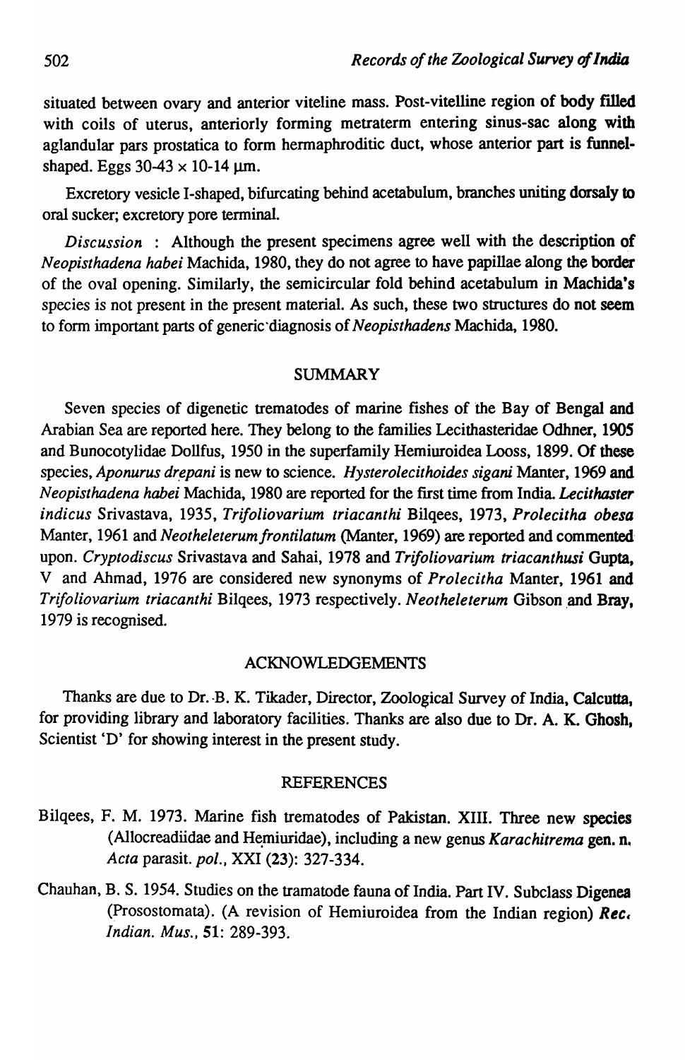situated between ovary and anterior viteline mass. Post-vitelline region of body filled with coils of uterus, anteriorly forming metraterm entering sinus-sac along with aglandular pars prostatica to form hermaphroditic duct, whose anterior part is funnel-shaped. Eggs 30-43 × 10-14 μm.

Excretory vesicle I-shaped, bifurcating behind acetabulum, branches uniting dorsaly to oral sucker; excretory pore terminal.

*Discussion* : Although the present specimens agree well with the description of *Neopisthadena habei* Machida, 1980, they do not agree to have papillae along the border of the oval opening. Similarly, the semicircular fold behind acetabulum in Machida's species is not present in the present material. As such, these two structures do not seem to form important parts of generic diagnosis of *Neopisthadens* Machida, 1980.

## SUMMARY

Seven species of digenetic trematodes of marine fishes of the Bay of Bengal and Arabian Sea are reported here. They belong to the families Lecithasteridae Odhner, 1905 and Bunocotylidae Dollfus, 1950 in the superfamily Hemiuroidea Looss, 1899. Of these species, *Aponurus drepani* is new to science. *Hysterolecithoides sigani* Manter, 1969 and *Neopisthadena habei* Machida, 1980 are reported for the first time from India. *Lecithaster indicus* Srivastava, 1935, *Trifoliovarium triacanthi* Bilqees, 1973, *Prolecitha obesa* Manter, 1961 and *Neotheleterum frontilatum* (Manter, 1969) are reported and commented upon. *Cryptodiscus* Srivastava and Sahai, 1978 and *Trifoliovarium triacanthusi* Gupta, V and Ahmad, 1976 are considered new synonyms of *Prolecitha* Manter, 1961 and *Trifoliovarium triacanthi* Bilqees, 1973 respectively. *Neotheleterum* Gibson and Bray, 1979 is recognised.

## ACKNOWLEDGEMENTS

Thanks are due to Dr. B. K. Tikader, Director, Zoological Survey of India, Calcutta, for providing library and laboratory facilities. Thanks are also due to Dr. A. K. Ghosh, Scientist 'D' for showing interest in the present study.

## REFERENCES

Bilqees, F. M. 1973. Marine fish trematodes of Pakistan. XIII. Three new species (Allocreadiidae and Hemiuridae), including a new genus *Karachitrema* gen. n. *Acta* parasit. *pol.*, XXI (23): 327-334.

Chauhan, B. S. 1954. Studies on the tramatode fauna of India. Part IV. Subclass Digenea (Prosostomata). (A revision of Hemiuroidea from the Indian region) *Rec. Indian. Mus.*, 51: 289-393.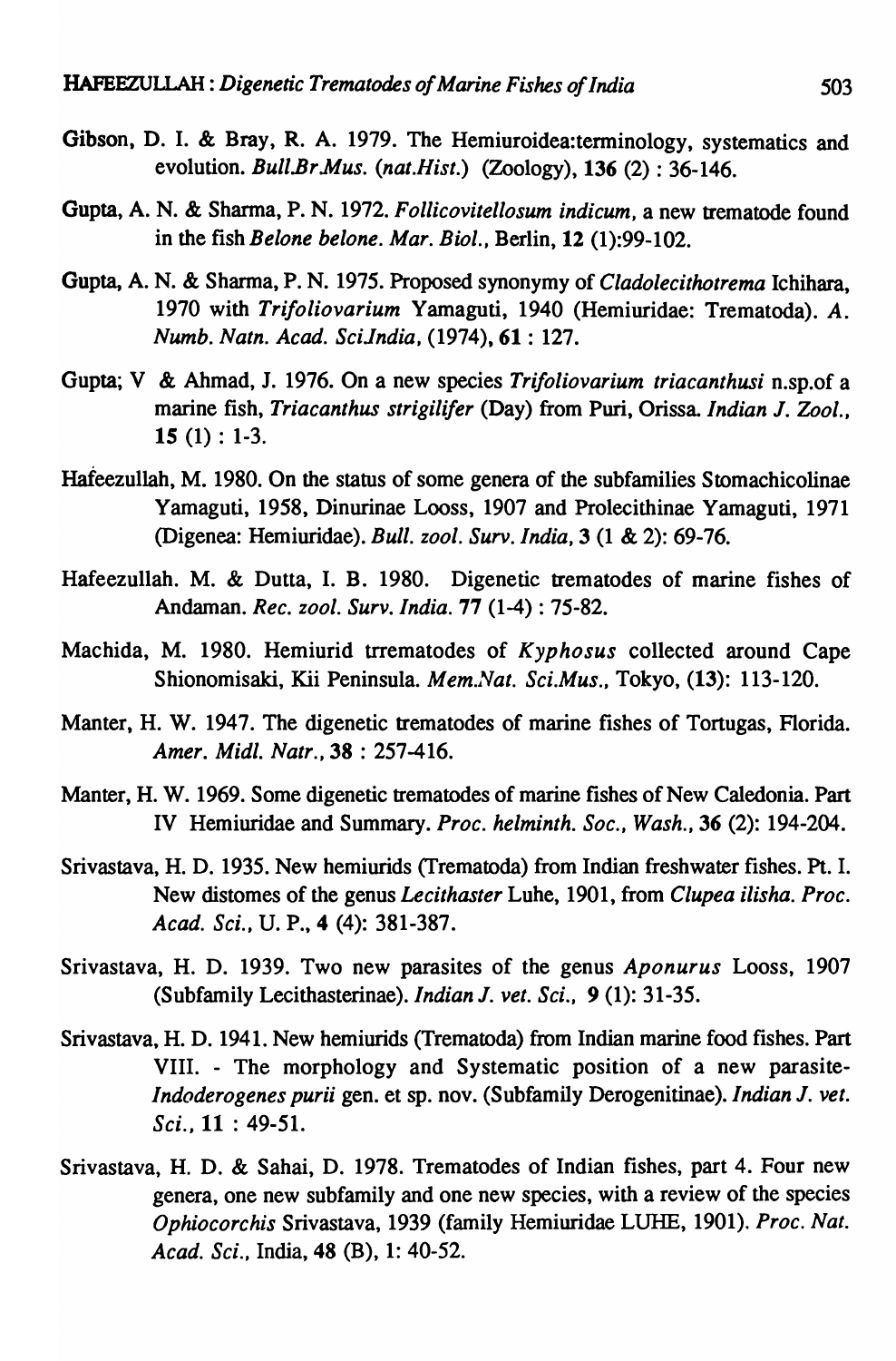Gibson, D. I. & Bray, R. A. 1979. The Hemiuroidea:terminology, systematics and evolution. *Bull.Br.Mus. (nat.Hist.)* (Zoology), **136** (2) : 36-146.

Gupta, A. N. & Sharma, P. N. 1972. *Follicovitellosum indicum*, a new trematode found in the fish *Belone belone*. *Mar. Biol.*, Berlin, **12** (1):99-102.

Gupta, A. N. & Sharma, P. N. 1975. Proposed synonymy of *Cladolecithotrema* Ichihara, 1970 with *Trifoliovarium* Yamaguti, 1940 (Hemiuridae: Trematoda). *A. Numb. Natn. Acad. Sci.India*, (1974), **61** : 127.

Gupta; V & Ahmad, J. 1976. On a new species *Trifoliovarium triacanthusi* n.sp.of a marine fish, *Triacanthus strigilifer* (Day) from Puri, Orissa. *Indian J. Zool.*, **15** (1) : 1-3.

Hafeezullah, M. 1980. On the status of some genera of the subfamilies Stomachicolinae Yamaguti, 1958, Dinurinae Looss, 1907 and Prolecithinae Yamaguti, 1971 (Digenea: Hemiuridae). *Bull. zool. Surv. India*, **3** (1 & 2): 69-76.

Hafeezullah. M. & Dutta, I. B. 1980. Digenetic trematodes of marine fishes of Andaman. *Rec. zool. Surv. India*. **77** (1-4) : 75-82.

Machida, M. 1980. Hemiurid trrematodes of *Kyphosus* collected around Cape Shionomisaki, Kii Peninsula. *Mem.Nat. Sci.Mus.*, Tokyo, (**13**): 113-120.

Manter, H. W. 1947. The digenetic trematodes of marine fishes of Tortugas, Florida. *Amer. Midl. Natr.*, **38** : 257-416.

Manter, H. W. 1969. Some digenetic trematodes of marine fishes of New Caledonia. Part IV Hemiuridae and Summary. *Proc. helminth. Soc., Wash.*, **36** (2): 194-204.

Srivastava, H. D. 1935. New hemiurids (Trematoda) from Indian freshwater fishes. Pt. I. New distomes of the genus *Lecithaster* Luhe, 1901, from *Clupea ilisha*. *Proc. Acad. Sci.*, U. P., **4** (4): 381-387.

Srivastava, H. D. 1939. Two new parasites of the genus *Aponurus* Looss, 1907 (Subfamily Lecithasterinae). *Indian J. vet. Sci.*, **9** (1): 31-35.

Srivastava, H. D. 1941. New hemiurids (Trematoda) from Indian marine food fishes. Part VIII. - The morphology and Systematic position of a new parasite-*Indoderogenes purii* gen. et sp. nov. (Subfamily Derogenitinae). *Indian J. vet. Sci.*, **11** : 49-51.

Srivastava, H. D. & Sahai, D. 1978. Trematodes of Indian fishes, part 4. Four new genera, one new subfamily and one new species, with a review of the species *Ophiocorchis* Srivastava, 1939 (family Hemiuridae LUHE, 1901). *Proc. Nat. Acad. Sci.*, India, **48** (B), 1: 40-52.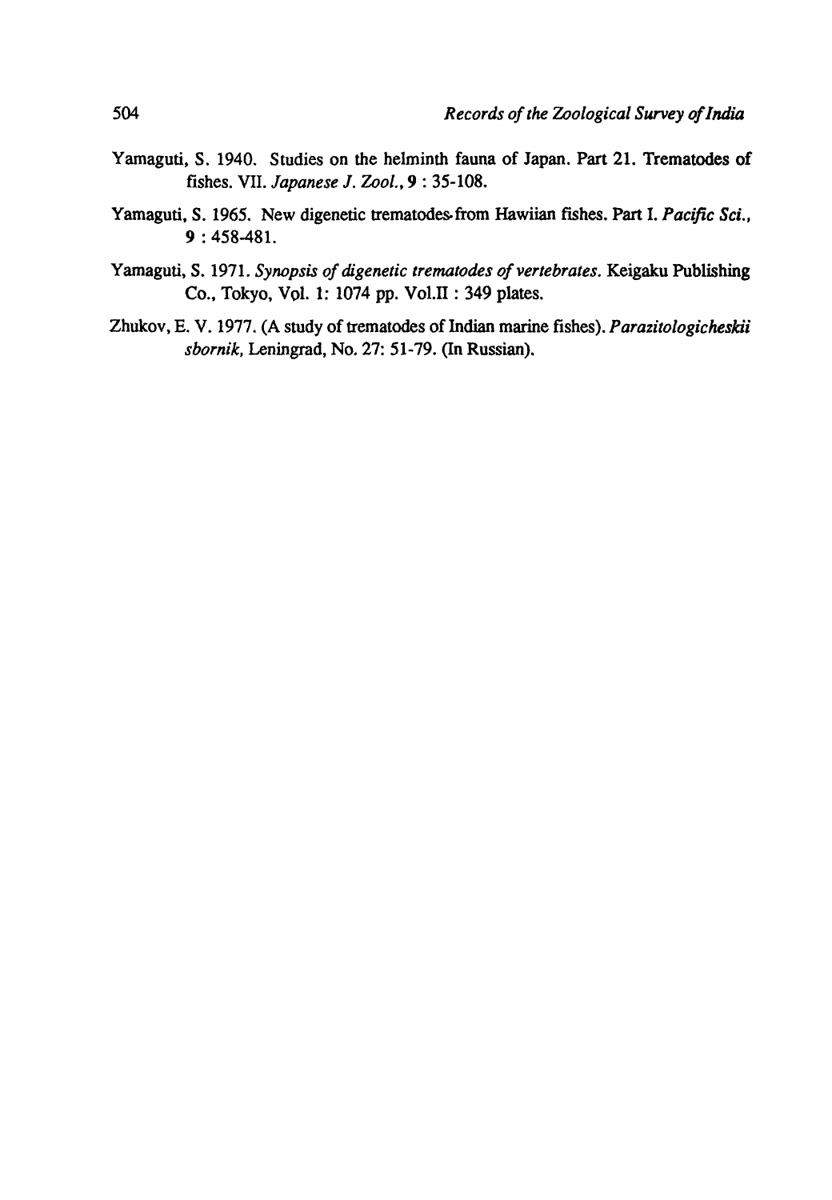Yamaguti, S. 1940. Studies on the helminth fauna of Japan. Part 21. Trematodes of fishes. VII. *Japanese J. Zool.*, **9** : 35-108.

Yamaguti, S. 1965. New digenetic trematodes from Hawiian fishes. Part I. *Pacific Sci.*, **9** : 458-481.

Yamaguti, S. 1971. *Synopsis of digenetic trematodes of vertebrates.* Keigaku Publishing Co., Tokyo, Vol. 1: 1074 pp. Vol.II : 349 plates.

Zhukov, E. V. 1977. (A study of trematodes of Indian marine fishes). *Parazitologicheskii sbornik*, Leningrad, No. 27: 51-79. (In Russian).